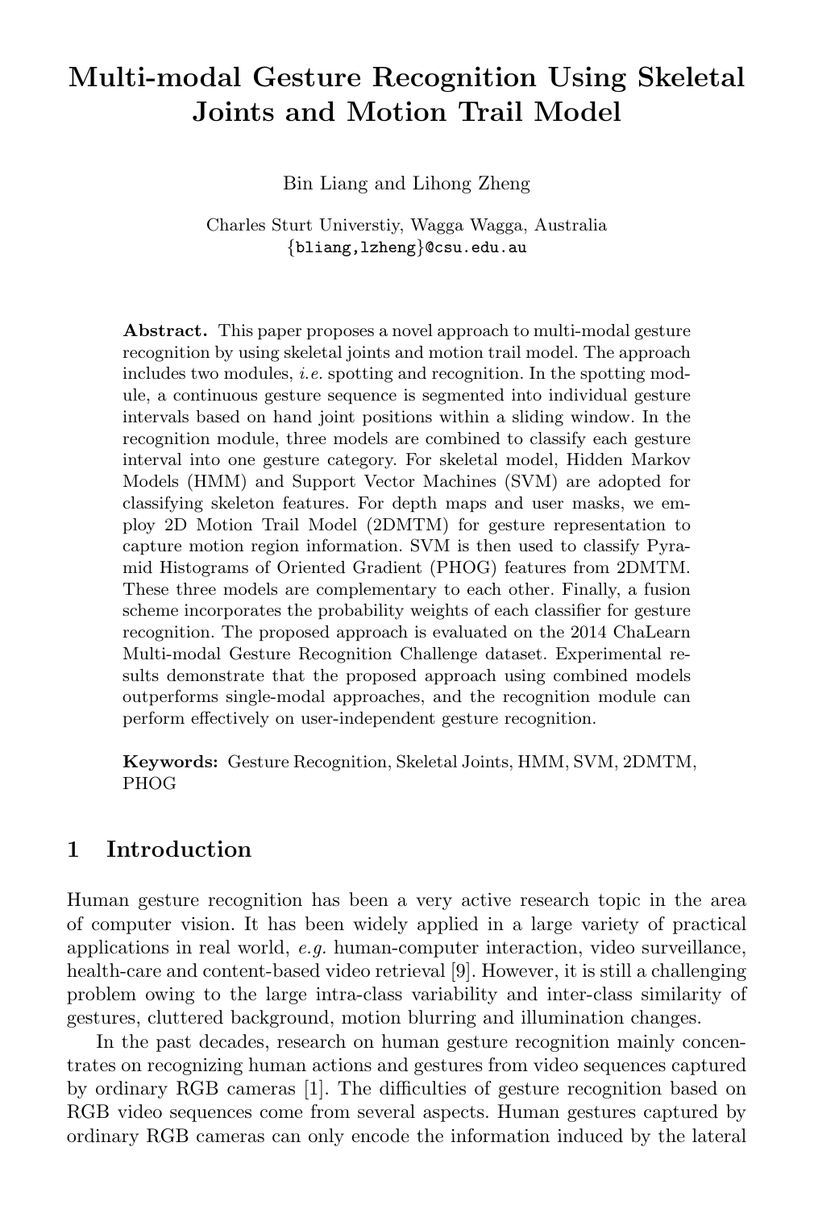# Multi-modal Gesture Recognition Using Skeletal Joints and Motion Trail Model

Bin Liang and Lihong Zheng

Charles Sturt Universtiy, Wagga Wagga, Australia
{bliang,lzheng}@csu.edu.au

**Abstract.** This paper proposes a novel approach to multi-modal gesture recognition by using skeletal joints and motion trail model. The approach includes two modules, *i.e.* spotting and recognition. In the spotting module, a continuous gesture sequence is segmented into individual gesture intervals based on hand joint positions within a sliding window. In the recognition module, three models are combined to classify each gesture interval into one gesture category. For skeletal model, Hidden Markov Models (HMM) and Support Vector Machines (SVM) are adopted for classifying skeleton features. For depth maps and user masks, we employ 2D Motion Trail Model (2DMTM) for gesture representation to capture motion region information. SVM is then used to classify Pyramid Histograms of Oriented Gradient (PHOG) features from 2DMTM. These three models are complementary to each other. Finally, a fusion scheme incorporates the probability weights of each classifier for gesture recognition. The proposed approach is evaluated on the 2014 ChaLearn Multi-modal Gesture Recognition Challenge dataset. Experimental results demonstrate that the proposed approach using combined models outperforms single-modal approaches, and the recognition module can perform effectively on user-independent gesture recognition.

**Keywords:** Gesture Recognition, Skeletal Joints, HMM, SVM, 2DMTM, PHOG

## 1 Introduction

Human gesture recognition has been a very active research topic in the area of computer vision. It has been widely applied in a large variety of practical applications in real world, *e.g.* human-computer interaction, video surveillance, health-care and content-based video retrieval [9]. However, it is still a challenging problem owing to the large intra-class variability and inter-class similarity of gestures, cluttered background, motion blurring and illumination changes.

In the past decades, research on human gesture recognition mainly concentrates on recognizing human actions and gestures from video sequences captured by ordinary RGB cameras [1]. The difficulties of gesture recognition based on RGB video sequences come from several aspects. Human gestures captured by ordinary RGB cameras can only encode the information induced by the lateral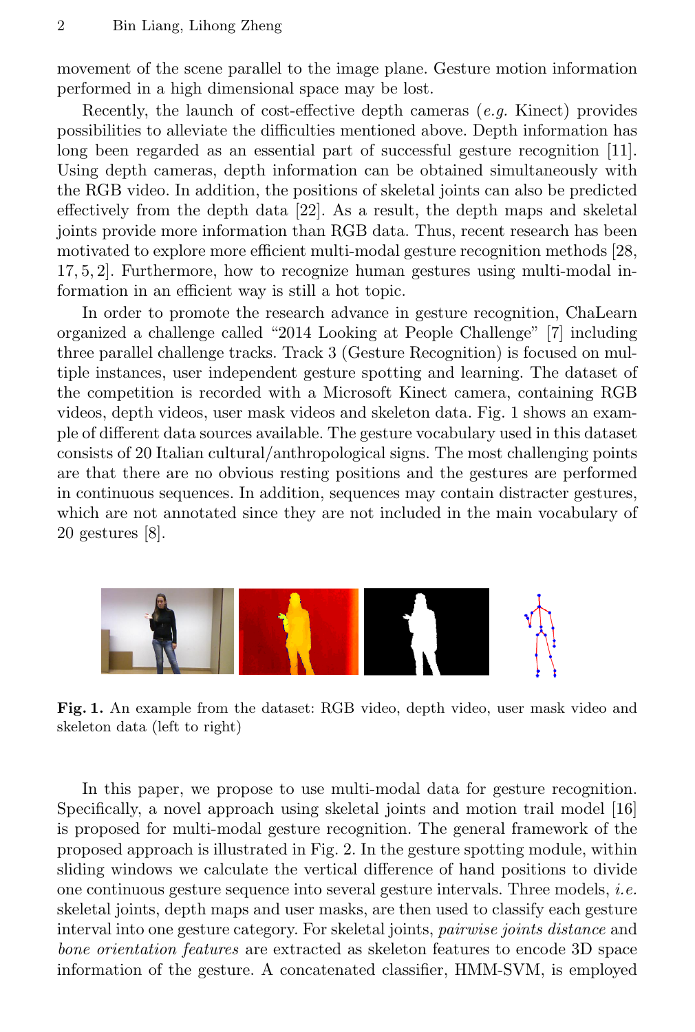movement of the scene parallel to the image plane. Gesture motion information performed in a high dimensional space may be lost.

Recently, the launch of cost-effective depth cameras (*e.g.* Kinect) provides possibilities to alleviate the difficulties mentioned above. Depth information has long been regarded as an essential part of successful gesture recognition [11]. Using depth cameras, depth information can be obtained simultaneously with the RGB video. In addition, the positions of skeletal joints can also be predicted effectively from the depth data [22]. As a result, the depth maps and skeletal joints provide more information than RGB data. Thus, recent research has been motivated to explore more efficient multi-modal gesture recognition methods [28, 17, 5, 2]. Furthermore, how to recognize human gestures using multi-modal information in an efficient way is still a hot topic.

In order to promote the research advance in gesture recognition, ChaLearn organized a challenge called "2014 Looking at People Challenge" [7] including three parallel challenge tracks. Track 3 (Gesture Recognition) is focused on multiple instances, user independent gesture spotting and learning. The dataset of the competition is recorded with a Microsoft Kinect camera, containing RGB videos, depth videos, user mask videos and skeleton data. Fig. 1 shows an example of different data sources available. The gesture vocabulary used in this dataset consists of 20 Italian cultural/anthropological signs. The most challenging points are that there are no obvious resting positions and the gestures are performed in continuous sequences. In addition, sequences may contain distracter gestures, which are not annotated since they are not included in the main vocabulary of 20 gestures [8].

**Fig. 1.** An example from the dataset: RGB video, depth video, user mask video and skeleton data (left to right)

In this paper, we propose to use multi-modal data for gesture recognition. Specifically, a novel approach using skeletal joints and motion trail model [16] is proposed for multi-modal gesture recognition. The general framework of the proposed approach is illustrated in Fig. 2. In the gesture spotting module, within sliding windows we calculate the vertical difference of hand positions to divide one continuous gesture sequence into several gesture intervals. Three models, *i.e.* skeletal joints, depth maps and user masks, are then used to classify each gesture interval into one gesture category. For skeletal joints, *pairwise joints distance* and *bone orientation features* are extracted as skeleton features to encode 3D space information of the gesture. A concatenated classifier, HMM-SVM, is employed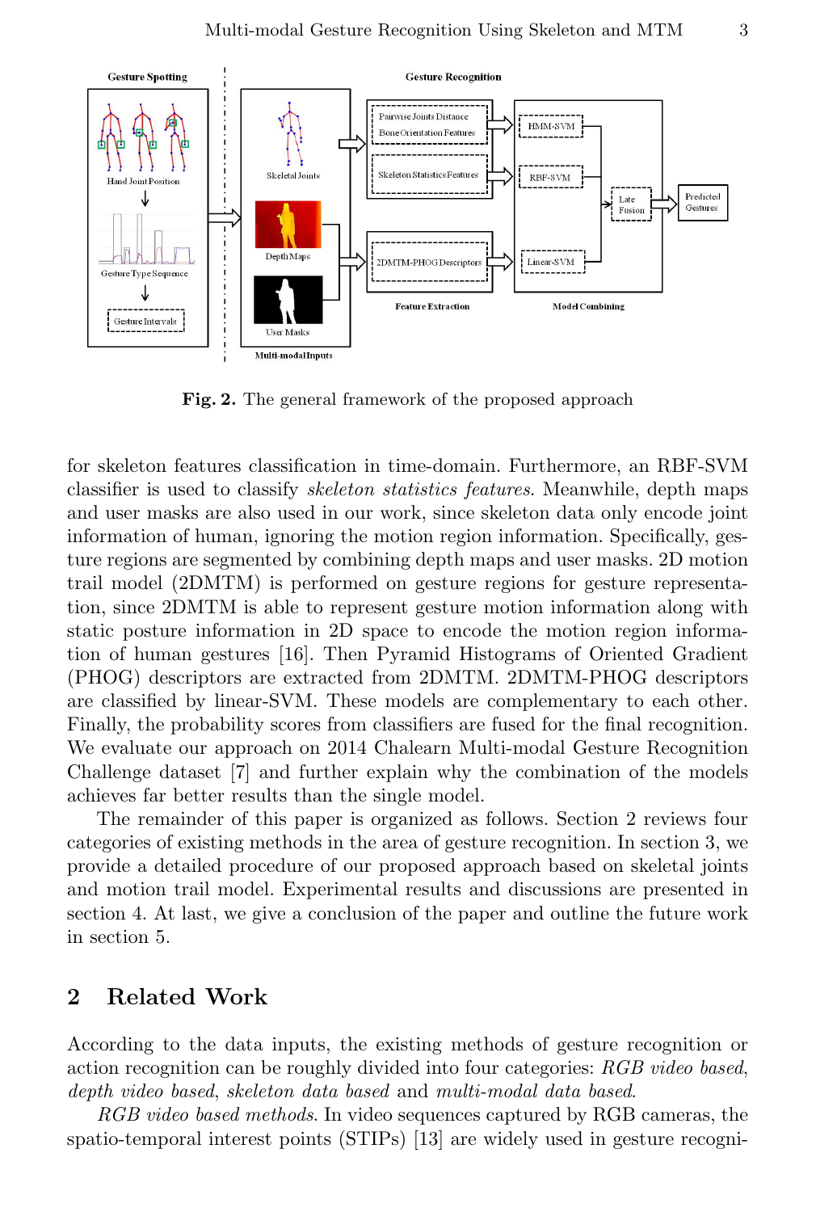**Fig. 2.** The general framework of the proposed approach

for skeleton features classification in time-domain. Furthermore, an RBF-SVM classifier is used to classify *skeleton statistics features*. Meanwhile, depth maps and user masks are also used in our work, since skeleton data only encode joint information of human, ignoring the motion region information. Specifically, gesture regions are segmented by combining depth maps and user masks. 2D motion trail model (2DMTM) is performed on gesture regions for gesture representation, since 2DMTM is able to represent gesture motion information along with static posture information in 2D space to encode the motion region information of human gestures [16]. Then Pyramid Histograms of Oriented Gradient (PHOG) descriptors are extracted from 2DMTM. 2DMTM-PHOG descriptors are classified by linear-SVM. These models are complementary to each other. Finally, the probability scores from classifiers are fused for the final recognition. We evaluate our approach on 2014 Chalearn Multi-modal Gesture Recognition Challenge dataset [7] and further explain why the combination of the models achieves far better results than the single model.

The remainder of this paper is organized as follows. Section 2 reviews four categories of existing methods in the area of gesture recognition. In section 3, we provide a detailed procedure of our proposed approach based on skeletal joints and motion trail model. Experimental results and discussions are presented in section 4. At last, we give a conclusion of the paper and outline the future work in section 5.

## 2 Related Work

According to the data inputs, the existing methods of gesture recognition or action recognition can be roughly divided into four categories: *RGB video based*, *depth video based*, *skeleton data based* and *multi-modal data based*.

*RGB video based methods*. In video sequences captured by RGB cameras, the spatio-temporal interest points (STIPs) [13] are widely used in gesture recogni-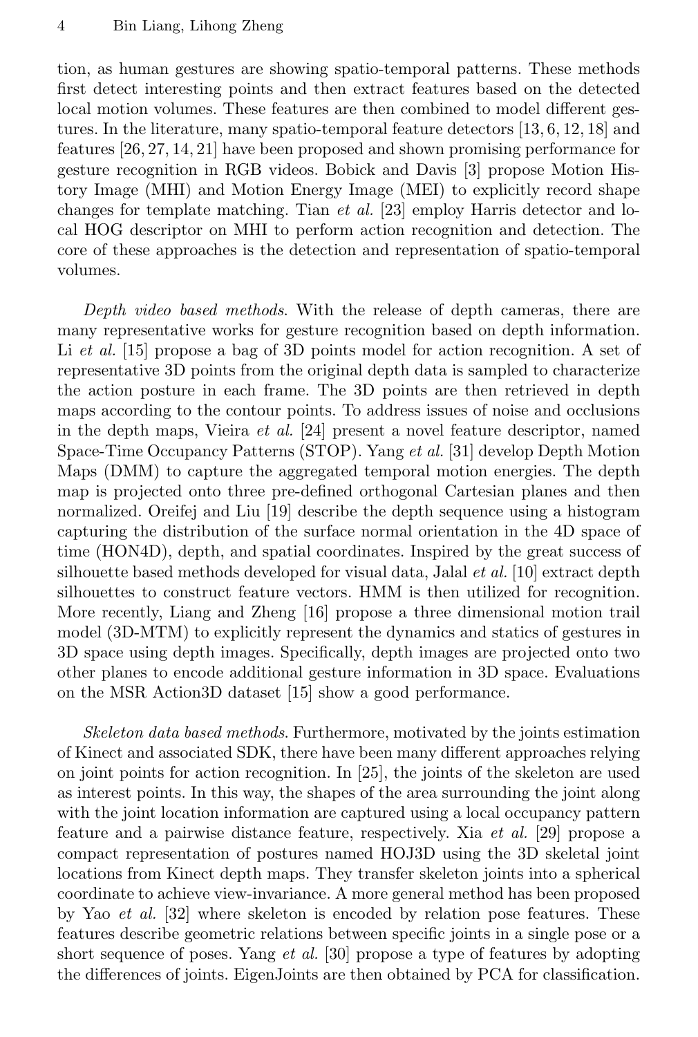tion, as human gestures are showing spatio-temporal patterns. These methods first detect interesting points and then extract features based on the detected local motion volumes. These features are then combined to model different gestures. In the literature, many spatio-temporal feature detectors [13, 6, 12, 18] and features [26, 27, 14, 21] have been proposed and shown promising performance for gesture recognition in RGB videos. Bobick and Davis [3] propose Motion History Image (MHI) and Motion Energy Image (MEI) to explicitly record shape changes for template matching. Tian *et al.* [23] employ Harris detector and local HOG descriptor on MHI to perform action recognition and detection. The core of these approaches is the detection and representation of spatio-temporal volumes.

*Depth video based methods*. With the release of depth cameras, there are many representative works for gesture recognition based on depth information. Li *et al.* [15] propose a bag of 3D points model for action recognition. A set of representative 3D points from the original depth data is sampled to characterize the action posture in each frame. The 3D points are then retrieved in depth maps according to the contour points. To address issues of noise and occlusions in the depth maps, Vieira *et al.* [24] present a novel feature descriptor, named Space-Time Occupancy Patterns (STOP). Yang *et al.* [31] develop Depth Motion Maps (DMM) to capture the aggregated temporal motion energies. The depth map is projected onto three pre-defined orthogonal Cartesian planes and then normalized. Oreifej and Liu [19] describe the depth sequence using a histogram capturing the distribution of the surface normal orientation in the 4D space of time (HON4D), depth, and spatial coordinates. Inspired by the great success of silhouette based methods developed for visual data, Jalal *et al.* [10] extract depth silhouettes to construct feature vectors. HMM is then utilized for recognition. More recently, Liang and Zheng [16] propose a three dimensional motion trail model (3D-MTM) to explicitly represent the dynamics and statics of gestures in 3D space using depth images. Specifically, depth images are projected onto two other planes to encode additional gesture information in 3D space. Evaluations on the MSR Action3D dataset [15] show a good performance.

*Skeleton data based methods*. Furthermore, motivated by the joints estimation of Kinect and associated SDK, there have been many different approaches relying on joint points for action recognition. In [25], the joints of the skeleton are used as interest points. In this way, the shapes of the area surrounding the joint along with the joint location information are captured using a local occupancy pattern feature and a pairwise distance feature, respectively. Xia *et al.* [29] propose a compact representation of postures named HOJ3D using the 3D skeletal joint locations from Kinect depth maps. They transfer skeleton joints into a spherical coordinate to achieve view-invariance. A more general method has been proposed by Yao *et al.* [32] where skeleton is encoded by relation pose features. These features describe geometric relations between specific joints in a single pose or a short sequence of poses. Yang *et al.* [30] propose a type of features by adopting the differences of joints. EigenJoints are then obtained by PCA for classification.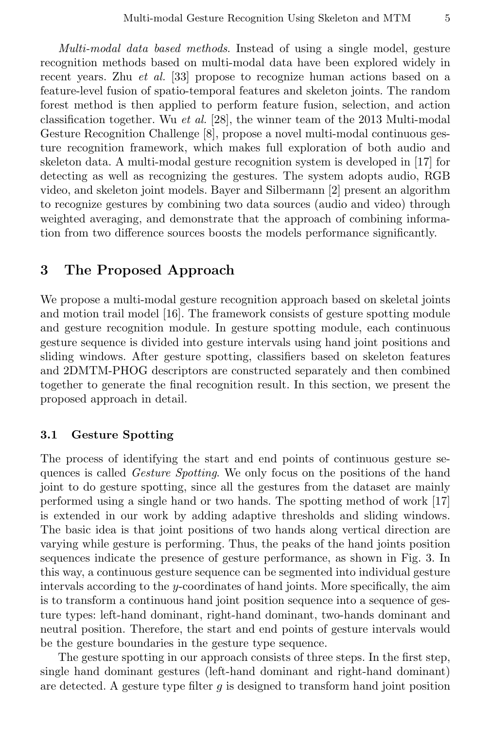*Multi-modal data based methods.* Instead of using a single model, gesture recognition methods based on multi-modal data have been explored widely in recent years. Zhu *et al.* [33] propose to recognize human actions based on a feature-level fusion of spatio-temporal features and skeleton joints. The random forest method is then applied to perform feature fusion, selection, and action classification together. Wu *et al.* [28], the winner team of the 2013 Multi-modal Gesture Recognition Challenge [8], propose a novel multi-modal continuous gesture recognition framework, which makes full exploration of both audio and skeleton data. A multi-modal gesture recognition system is developed in [17] for detecting as well as recognizing the gestures. The system adopts audio, RGB video, and skeleton joint models. Bayer and Silbermann [2] present an algorithm to recognize gestures by combining two data sources (audio and video) through weighted averaging, and demonstrate that the approach of combining information from two difference sources boosts the models performance significantly.

## 3 The Proposed Approach

We propose a multi-modal gesture recognition approach based on skeletal joints and motion trail model [16]. The framework consists of gesture spotting module and gesture recognition module. In gesture spotting module, each continuous gesture sequence is divided into gesture intervals using hand joint positions and sliding windows. After gesture spotting, classifiers based on skeleton features and 2DMTM-PHOG descriptors are constructed separately and then combined together to generate the final recognition result. In this section, we present the proposed approach in detail.

### 3.1 Gesture Spotting

The process of identifying the start and end points of continuous gesture sequences is called *Gesture Spotting*. We only focus on the positions of the hand joint to do gesture spotting, since all the gestures from the dataset are mainly performed using a single hand or two hands. The spotting method of work [17] is extended in our work by adding adaptive thresholds and sliding windows. The basic idea is that joint positions of two hands along vertical direction are varying while gesture is performing. Thus, the peaks of the hand joints position sequences indicate the presence of gesture performance, as shown in Fig. 3. In this way, a continuous gesture sequence can be segmented into individual gesture intervals according to the $y$-coordinates of hand joints. More specifically, the aim is to transform a continuous hand joint position sequence into a sequence of gesture types: left-hand dominant, right-hand dominant, two-hands dominant and neutral position. Therefore, the start and end points of gesture intervals would be the gesture boundaries in the gesture type sequence.

The gesture spotting in our approach consists of three steps. In the first step, single hand dominant gestures (left-hand dominant and right-hand dominant) are detected. A gesture type filter $g$ is designed to transform hand joint position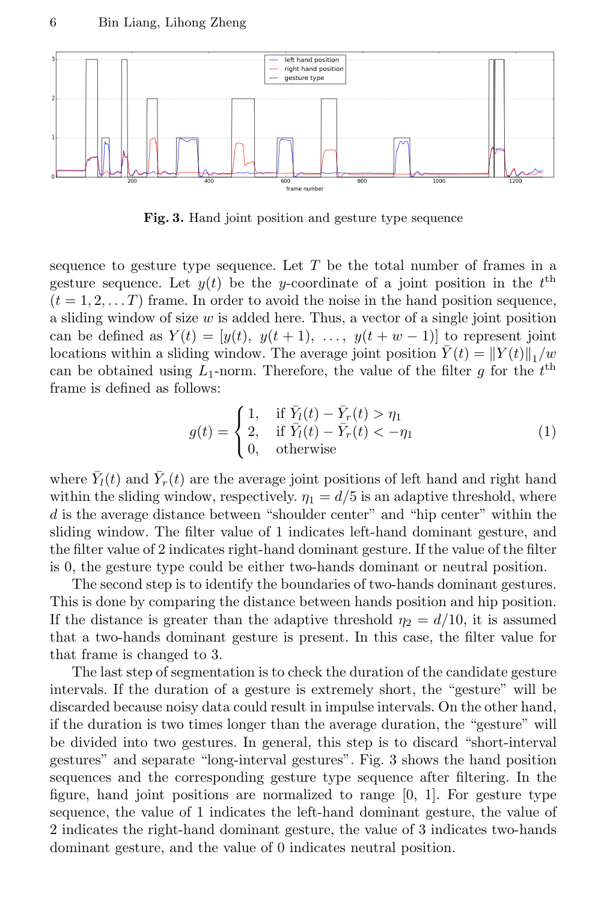**Fig. 3.** Hand joint position and gesture type sequence

sequence to gesture type sequence. Let $T$ be the total number of frames in a gesture sequence. Let $y(t)$ be the $y$-coordinate of a joint position in the $t^{\text{th}}$ $(t = 1, 2, \ldots T)$ frame. In order to avoid the noise in the hand position sequence, a sliding window of size $w$ is added here. Thus, a vector of a single joint position can be defined as $Y(t) = [y(t),\ y(t+1),\ \ldots,\ y(t+w-1)]$ to represent joint locations within a sliding window. The average joint position $\bar{Y}(t) = \|Y(t)\|_1 / w$ can be obtained using $L_1$-norm. Therefore, the value of the filter $g$ for the $t^{\text{th}}$ frame is defined as follows:

$$g(t) = \begin{cases} 1, & \text{if } \bar{Y}_l(t) - \bar{Y}_r(t) > \eta_1 \\ 2, & \text{if } \bar{Y}_l(t) - \bar{Y}_r(t) < -\eta_1 \\ 0, & \text{otherwise} \end{cases} \tag{1}$$

where $\bar{Y}_l(t)$ and $\bar{Y}_r(t)$ are the average joint positions of left hand and right hand within the sliding window, respectively. $\eta_1 = d/5$ is an adaptive threshold, where $d$ is the average distance between "shoulder center" and "hip center" within the sliding window. The filter value of 1 indicates left-hand dominant gesture, and the filter value of 2 indicates right-hand dominant gesture. If the value of the filter is 0, the gesture type could be either two-hands dominant or neutral position.

The second step is to identify the boundaries of two-hands dominant gestures. This is done by comparing the distance between hands position and hip position. If the distance is greater than the adaptive threshold $\eta_2 = d/10$, it is assumed that a two-hands dominant gesture is present. In this case, the filter value for that frame is changed to 3.

The last step of segmentation is to check the duration of the candidate gesture intervals. If the duration of a gesture is extremely short, the "gesture" will be discarded because noisy data could result in impulse intervals. On the other hand, if the duration is two times longer than the average duration, the "gesture" will be divided into two gestures. In general, this step is to discard "short-interval gestures" and separate "long-interval gestures". Fig. 3 shows the hand position sequences and the corresponding gesture type sequence after filtering. In the figure, hand joint positions are normalized to range [0, 1]. For gesture type sequence, the value of 1 indicates the left-hand dominant gesture, the value of 2 indicates the right-hand dominant gesture, the value of 3 indicates two-hands dominant gesture, and the value of 0 indicates neutral position.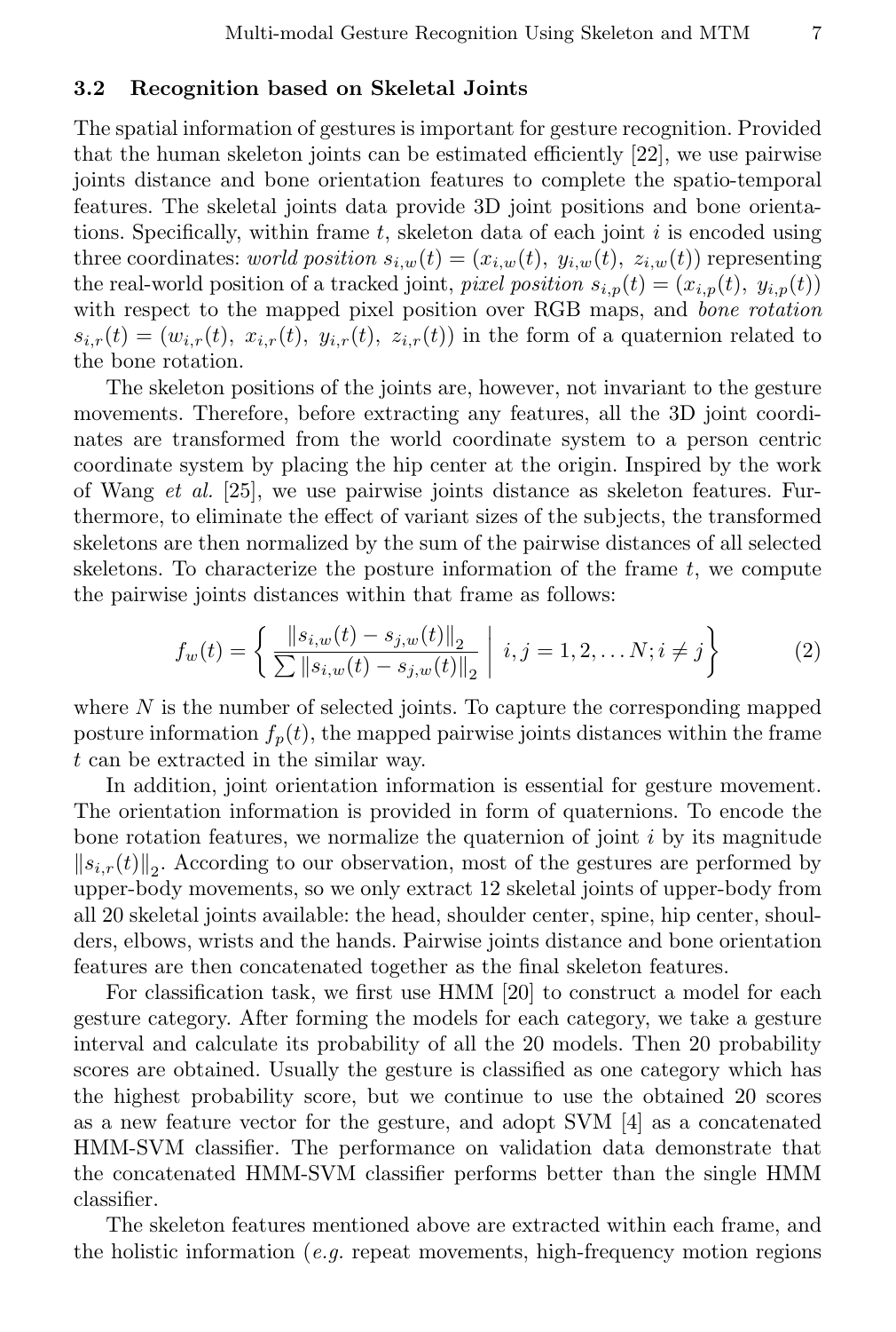### 3.2 Recognition based on Skeletal Joints

The spatial information of gestures is important for gesture recognition. Provided that the human skeleton joints can be estimated efficiently [22], we use pairwise joints distance and bone orientation features to complete the spatio-temporal features. The skeletal joints data provide 3D joint positions and bone orientations. Specifically, within frame $t$, skeleton data of each joint $i$ is encoded using three coordinates: *world position* $s_{i,w}(t) = (x_{i,w}(t),\ y_{i,w}(t),\ z_{i,w}(t))$ representing the real-world position of a tracked joint, *pixel position* $s_{i,p}(t) = (x_{i,p}(t),\ y_{i,p}(t))$ with respect to the mapped pixel position over RGB maps, and *bone rotation* $s_{i,r}(t) = (w_{i,r}(t),\ x_{i,r}(t),\ y_{i,r}(t),\ z_{i,r}(t))$ in the form of a quaternion related to the bone rotation.

The skeleton positions of the joints are, however, not invariant to the gesture movements. Therefore, before extracting any features, all the 3D joint coordinates are transformed from the world coordinate system to a person centric coordinate system by placing the hip center at the origin. Inspired by the work of Wang *et al.* [25], we use pairwise joints distance as skeleton features. Furthermore, to eliminate the effect of variant sizes of the subjects, the transformed skeletons are then normalized by the sum of the pairwise distances of all selected skeletons. To characterize the posture information of the frame $t$, we compute the pairwise joints distances within that frame as follows:

$$f_w(t) = \left\{ \frac{\|s_{i,w}(t) - s_{j,w}(t)\|_2}{\sum \|s_{i,w}(t) - s_{j,w}(t)\|_2} \;\middle|\; i, j = 1, 2, \ldots N; i \neq j \right\} \tag{2}$$

where $N$ is the number of selected joints. To capture the corresponding mapped posture information $f_p(t)$, the mapped pairwise joints distances within the frame $t$ can be extracted in the similar way.

In addition, joint orientation information is essential for gesture movement. The orientation information is provided in form of quaternions. To encode the bone rotation features, we normalize the quaternion of joint $i$ by its magnitude $\|s_{i,r}(t)\|_2$. According to our observation, most of the gestures are performed by upper-body movements, so we only extract 12 skeletal joints of upper-body from all 20 skeletal joints available: the head, shoulder center, spine, hip center, shoulders, elbows, wrists and the hands. Pairwise joints distance and bone orientation features are then concatenated together as the final skeleton features.

For classification task, we first use HMM [20] to construct a model for each gesture category. After forming the models for each category, we take a gesture interval and calculate its probability of all the 20 models. Then 20 probability scores are obtained. Usually the gesture is classified as one category which has the highest probability score, but we continue to use the obtained 20 scores as a new feature vector for the gesture, and adopt SVM [4] as a concatenated HMM-SVM classifier. The performance on validation data demonstrate that the concatenated HMM-SVM classifier performs better than the single HMM classifier.

The skeleton features mentioned above are extracted within each frame, and the holistic information (*e.g.* repeat movements, high-frequency motion regions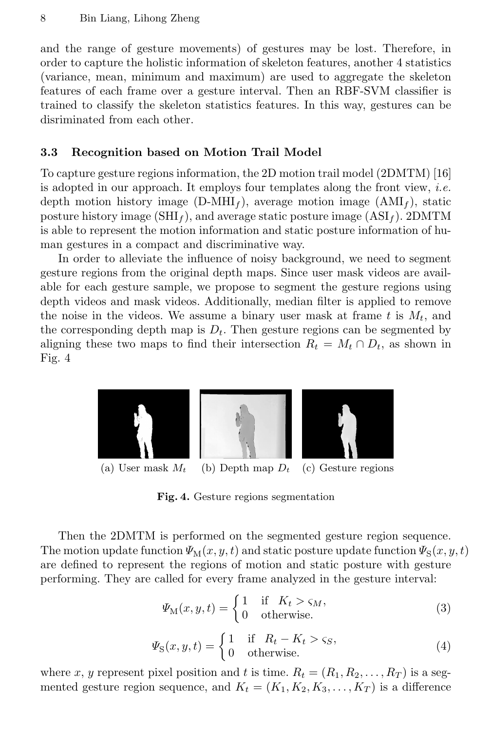and the range of gesture movements) of gestures may be lost. Therefore, in order to capture the holistic information of skeleton features, another 4 statistics (variance, mean, minimum and maximum) are used to aggregate the skeleton features of each frame over a gesture interval. Then an RBF-SVM classifier is trained to classify the skeleton statistics features. In this way, gestures can be disriminated from each other.

### 3.3 Recognition based on Motion Trail Model

To capture gesture regions information, the 2D motion trail model (2DMTM) [16] is adopted in our approach. It employs four templates along the front view, *i.e.* depth motion history image (D-MHI$_f$), average motion image (AMI$_f$), static posture history image (SHI$_f$), and average static posture image (ASI$_f$). 2DMTM is able to represent the motion information and static posture information of human gestures in a compact and discriminative way.

In order to alleviate the influence of noisy background, we need to segment gesture regions from the original depth maps. Since user mask videos are available for each gesture sample, we propose to segment the gesture regions using depth videos and mask videos. Additionally, median filter is applied to remove the noise in the videos. We assume a binary user mask at frame $t$ is $M_t$, and the corresponding depth map is $D_t$. Then gesture regions can be segmented by aligning these two maps to find their intersection $R_t = M_t \cap D_t$, as shown in Fig. 4

(a) User mask $M_t$ (b) Depth map $D_t$ (c) Gesture regions

**Fig. 4.** Gesture regions segmentation

Then the 2DMTM is performed on the segmented gesture region sequence. The motion update function $\Psi_{\mathrm{M}}(x, y, t)$ and static posture update function $\Psi_{\mathrm{S}}(x, y, t)$ are defined to represent the regions of motion and static posture with gesture performing. They are called for every frame analyzed in the gesture interval:

$$\Psi_{\mathrm{M}}(x, y, t) = \begin{cases} 1 & \text{if} \quad K_t > \varsigma_M, \\ 0 & \text{otherwise.} \end{cases} \tag{3}$$

$$\Psi_{\mathrm{S}}(x, y, t) = \begin{cases} 1 & \text{if} \quad R_t - K_t > \varsigma_S, \\ 0 & \text{otherwise.} \end{cases} \tag{4}$$

where $x$, $y$ represent pixel position and $t$ is time. $R_t = (R_1, R_2, \ldots, R_T)$ is a segmented gesture region sequence, and $K_t = (K_1, K_2, K_3, \ldots, K_T)$ is a difference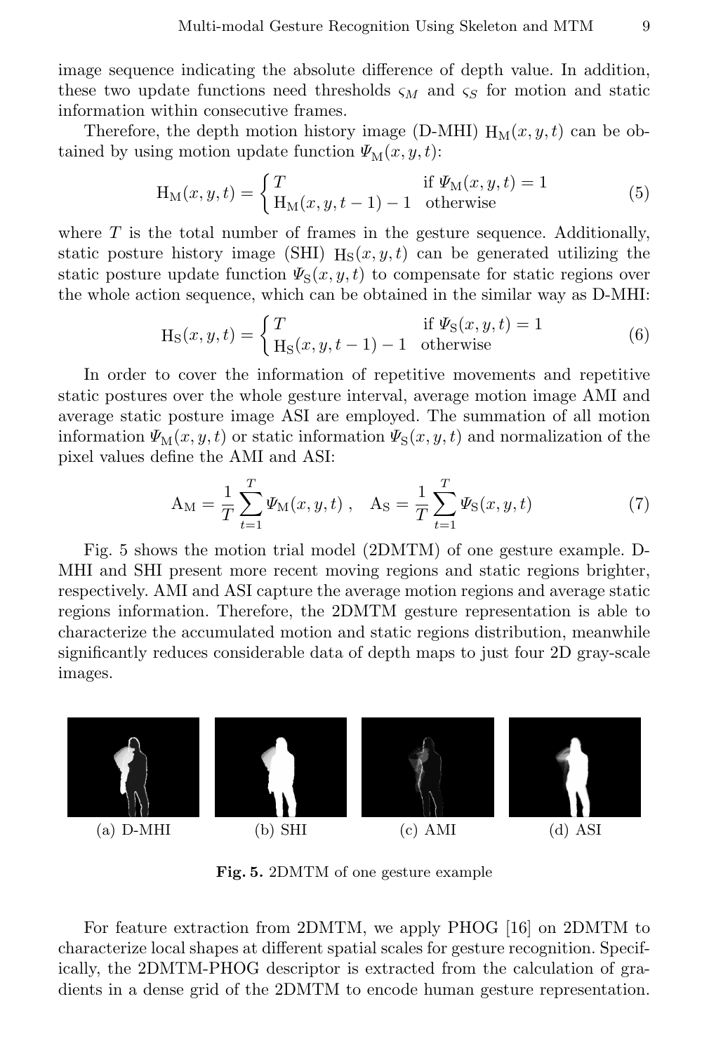image sequence indicating the absolute difference of depth value. In addition, these two update functions need thresholds $\varsigma_M$ and $\varsigma_S$ for motion and static information within consecutive frames.

Therefore, the depth motion history image (D-MHI) $\mathrm{H_M}(x, y, t)$ can be obtained by using motion update function $\Psi_{\mathrm{M}}(x, y, t)$:

$$\mathrm{H_M}(x, y, t) = \begin{cases} T & \text{if } \Psi_{\mathrm{M}}(x, y, t) = 1 \\ \mathrm{H_M}(x, y, t-1) - 1 & \text{otherwise} \end{cases} \tag{5}$$

where $T$ is the total number of frames in the gesture sequence. Additionally, static posture history image (SHI) $\mathrm{H_S}(x, y, t)$ can be generated utilizing the static posture update function $\Psi_{\mathrm{S}}(x, y, t)$ to compensate for static regions over the whole action sequence, which can be obtained in the similar way as D-MHI:

$$\mathrm{H_S}(x, y, t) = \begin{cases} T & \text{if } \Psi_{\mathrm{S}}(x, y, t) = 1 \\ \mathrm{H_S}(x, y, t-1) - 1 & \text{otherwise} \end{cases} \tag{6}$$

In order to cover the information of repetitive movements and repetitive static postures over the whole gesture interval, average motion image AMI and average static posture image ASI are employed. The summation of all motion information $\Psi_{\mathrm{M}}(x, y, t)$ or static information $\Psi_{\mathrm{S}}(x, y, t)$ and normalization of the pixel values define the AMI and ASI:

$$\mathrm{A_M} = \frac{1}{T}\sum_{t=1}^{T} \Psi_{\mathrm{M}}(x, y, t) \;, \quad \mathrm{A_S} = \frac{1}{T}\sum_{t=1}^{T} \Psi_{\mathrm{S}}(x, y, t) \tag{7}$$

Fig. 5 shows the motion trial model (2DMTM) of one gesture example. D-MHI and SHI present more recent moving regions and static regions brighter, respectively. AMI and ASI capture the average motion regions and average static regions information. Therefore, the 2DMTM gesture representation is able to characterize the accumulated motion and static regions distribution, meanwhile significantly reduces considerable data of depth maps to just four 2D gray-scale images.

(a) D-MHI (b) SHI (c) AMI (d) ASI

**Fig. 5.** 2DMTM of one gesture example

For feature extraction from 2DMTM, we apply PHOG [16] on 2DMTM to characterize local shapes at different spatial scales for gesture recognition. Specifically, the 2DMTM-PHOG descriptor is extracted from the calculation of gradients in a dense grid of the 2DMTM to encode human gesture representation.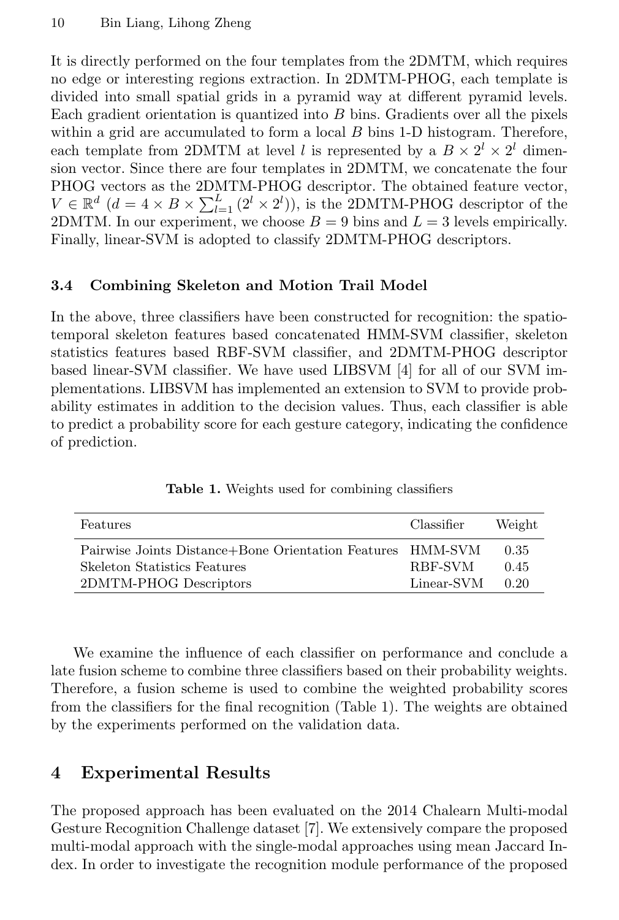It is directly performed on the four templates from the 2DMTM, which requires no edge or interesting regions extraction. In 2DMTM-PHOG, each template is divided into small spatial grids in a pyramid way at different pyramid levels. Each gradient orientation is quantized into $B$ bins. Gradients over all the pixels within a grid are accumulated to form a local $B$ bins 1-D histogram. Therefore, each template from 2DMTM at level $l$ is represented by a $B \times 2^l \times 2^l$ dimension vector. Since there are four templates in 2DMTM, we concatenate the four PHOG vectors as the 2DMTM-PHOG descriptor. The obtained feature vector, $V \in \mathbb{R}^d$ ($d = 4 \times B \times \sum_{l=1}^{L} (2^l \times 2^l)$), is the 2DMTM-PHOG descriptor of the 2DMTM. In our experiment, we choose $B = 9$ bins and $L = 3$ levels empirically. Finally, linear-SVM is adopted to classify 2DMTM-PHOG descriptors.

### 3.4 Combining Skeleton and Motion Trail Model

In the above, three classifiers have been constructed for recognition: the spatio-temporal skeleton features based concatenated HMM-SVM classifier, skeleton statistics features based RBF-SVM classifier, and 2DMTM-PHOG descriptor based linear-SVM classifier. We have used LIBSVM [4] for all of our SVM implementations. LIBSVM has implemented an extension to SVM to provide probability estimates in addition to the decision values. Thus, each classifier is able to predict a probability score for each gesture category, indicating the confidence of prediction.

**Table 1.** Weights used for combining classifiers

| Features | Classifier | Weight |
|---|---|---|
| Pairwise Joints Distance+Bone Orientation Features | HMM-SVM | 0.35 |
| Skeleton Statistics Features | RBF-SVM | 0.45 |
| 2DMTM-PHOG Descriptors | Linear-SVM | 0.20 |

We examine the influence of each classifier on performance and conclude a late fusion scheme to combine three classifiers based on their probability weights. Therefore, a fusion scheme is used to combine the weighted probability scores from the classifiers for the final recognition (Table 1). The weights are obtained by the experiments performed on the validation data.

## 4 Experimental Results

The proposed approach has been evaluated on the 2014 Chalearn Multi-modal Gesture Recognition Challenge dataset [7]. We extensively compare the proposed multi-modal approach with the single-modal approaches using mean Jaccard Index. In order to investigate the recognition module performance of the proposed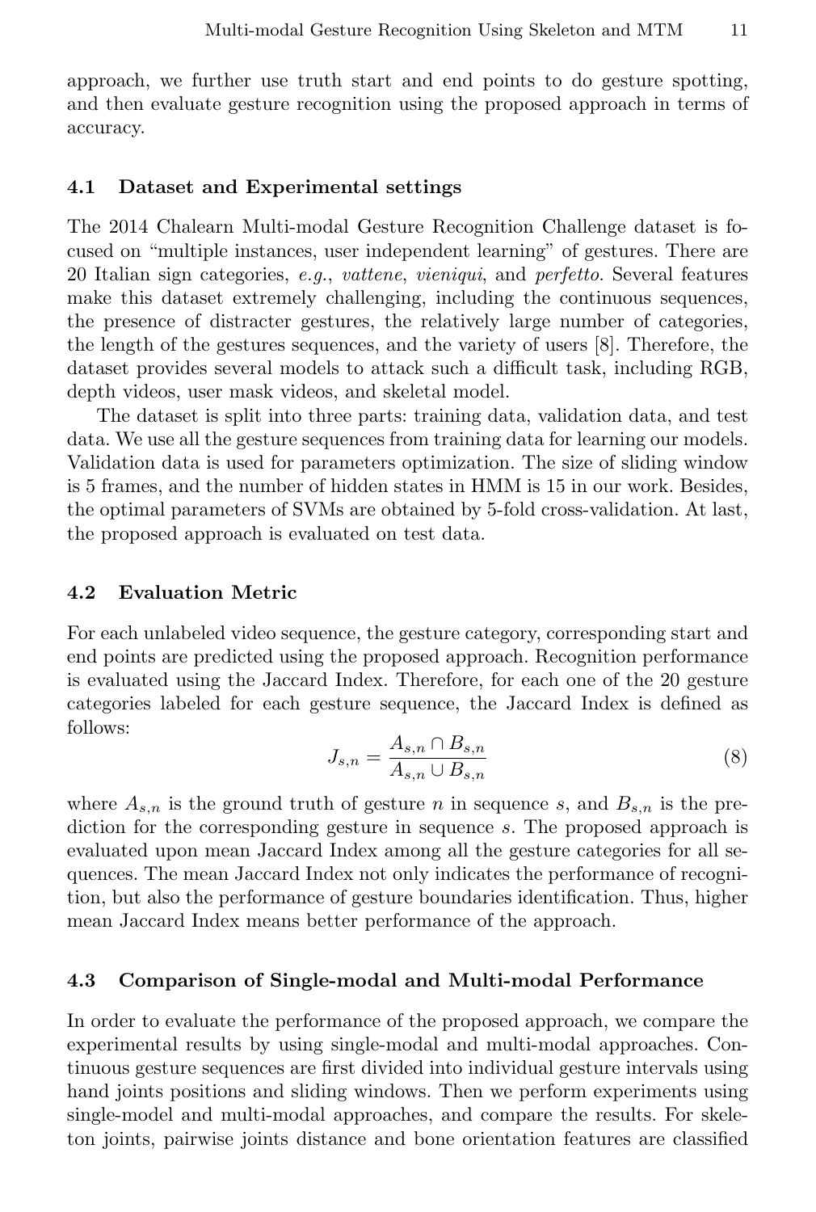approach, we further use truth start and end points to do gesture spotting, and then evaluate gesture recognition using the proposed approach in terms of accuracy.

### 4.1 Dataset and Experimental settings

The 2014 Chalearn Multi-modal Gesture Recognition Challenge dataset is focused on "multiple instances, user independent learning" of gestures. There are 20 Italian sign categories, *e.g.*, *vattene*, *vieniqui*, and *perfetto*. Several features make this dataset extremely challenging, including the continuous sequences, the presence of distracter gestures, the relatively large number of categories, the length of the gestures sequences, and the variety of users [8]. Therefore, the dataset provides several models to attack such a difficult task, including RGB, depth videos, user mask videos, and skeletal model.

The dataset is split into three parts: training data, validation data, and test data. We use all the gesture sequences from training data for learning our models. Validation data is used for parameters optimization. The size of sliding window is 5 frames, and the number of hidden states in HMM is 15 in our work. Besides, the optimal parameters of SVMs are obtained by 5-fold cross-validation. At last, the proposed approach is evaluated on test data.

### 4.2 Evaluation Metric

For each unlabeled video sequence, the gesture category, corresponding start and end points are predicted using the proposed approach. Recognition performance is evaluated using the Jaccard Index. Therefore, for each one of the 20 gesture categories labeled for each gesture sequence, the Jaccard Index is defined as follows:

$$J_{s,n} = \frac{A_{s,n} \cap B_{s,n}}{A_{s,n} \cup B_{s,n}} \tag{8}$$

where $A_{s,n}$ is the ground truth of gesture $n$ in sequence $s$, and $B_{s,n}$ is the prediction for the corresponding gesture in sequence $s$. The proposed approach is evaluated upon mean Jaccard Index among all the gesture categories for all sequences. The mean Jaccard Index not only indicates the performance of recognition, but also the performance of gesture boundaries identification. Thus, higher mean Jaccard Index means better performance of the approach.

### 4.3 Comparison of Single-modal and Multi-modal Performance

In order to evaluate the performance of the proposed approach, we compare the experimental results by using single-modal and multi-modal approaches. Continuous gesture sequences are first divided into individual gesture intervals using hand joints positions and sliding windows. Then we perform experiments using single-model and multi-modal approaches, and compare the results. For skeleton joints, pairwise joints distance and bone orientation features are classified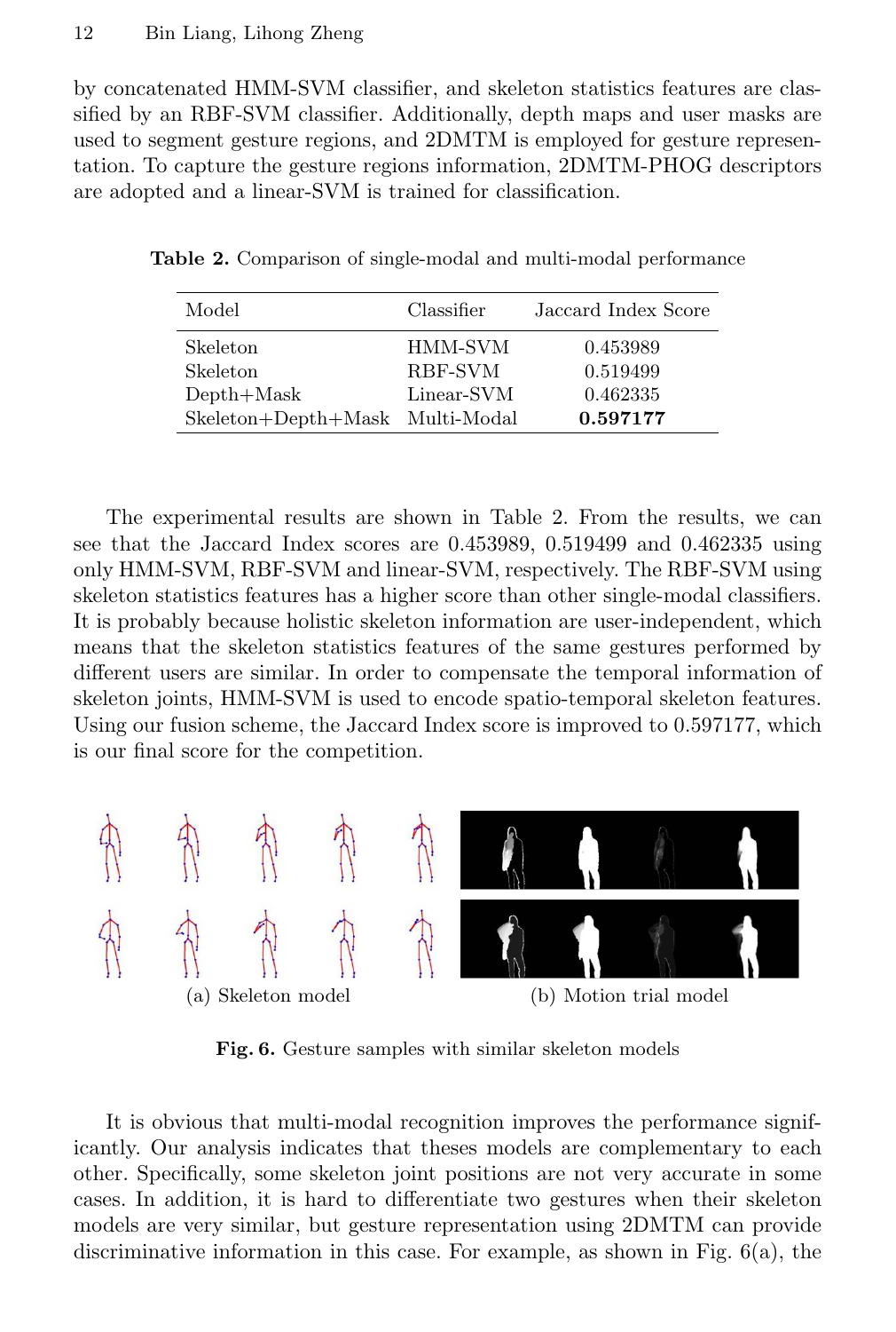by concatenated HMM-SVM classifier, and skeleton statistics features are classified by an RBF-SVM classifier. Additionally, depth maps and user masks are used to segment gesture regions, and 2DMTM is employed for gesture representation. To capture the gesture regions information, 2DMTM-PHOG descriptors are adopted and a linear-SVM is trained for classification.

**Table 2.** Comparison of single-modal and multi-modal performance

| Model | Classifier | Jaccard Index Score |
|---|---|---|
| Skeleton | HMM-SVM | 0.453989 |
| Skeleton | RBF-SVM | 0.519499 |
| Depth+Mask | Linear-SVM | 0.462335 |
| Skeleton+Depth+Mask | Multi-Modal | **0.597177** |

The experimental results are shown in Table 2. From the results, we can see that the Jaccard Index scores are 0.453989, 0.519499 and 0.462335 using only HMM-SVM, RBF-SVM and linear-SVM, respectively. The RBF-SVM using skeleton statistics features has a higher score than other single-modal classifiers. It is probably because holistic skeleton information are user-independent, which means that the skeleton statistics features of the same gestures performed by different users are similar. In order to compensate the temporal information of skeleton joints, HMM-SVM is used to encode spatio-temporal skeleton features. Using our fusion scheme, the Jaccard Index score is improved to 0.597177, which is our final score for the competition.

(a) Skeleton model (b) Motion trial model

**Fig. 6.** Gesture samples with similar skeleton models

It is obvious that multi-modal recognition improves the performance significantly. Our analysis indicates that theses models are complementary to each other. Specifically, some skeleton joint positions are not very accurate in some cases. In addition, it is hard to differentiate two gestures when their skeleton models are very similar, but gesture representation using 2DMTM can provide discriminative information in this case. For example, as shown in Fig. 6(a), the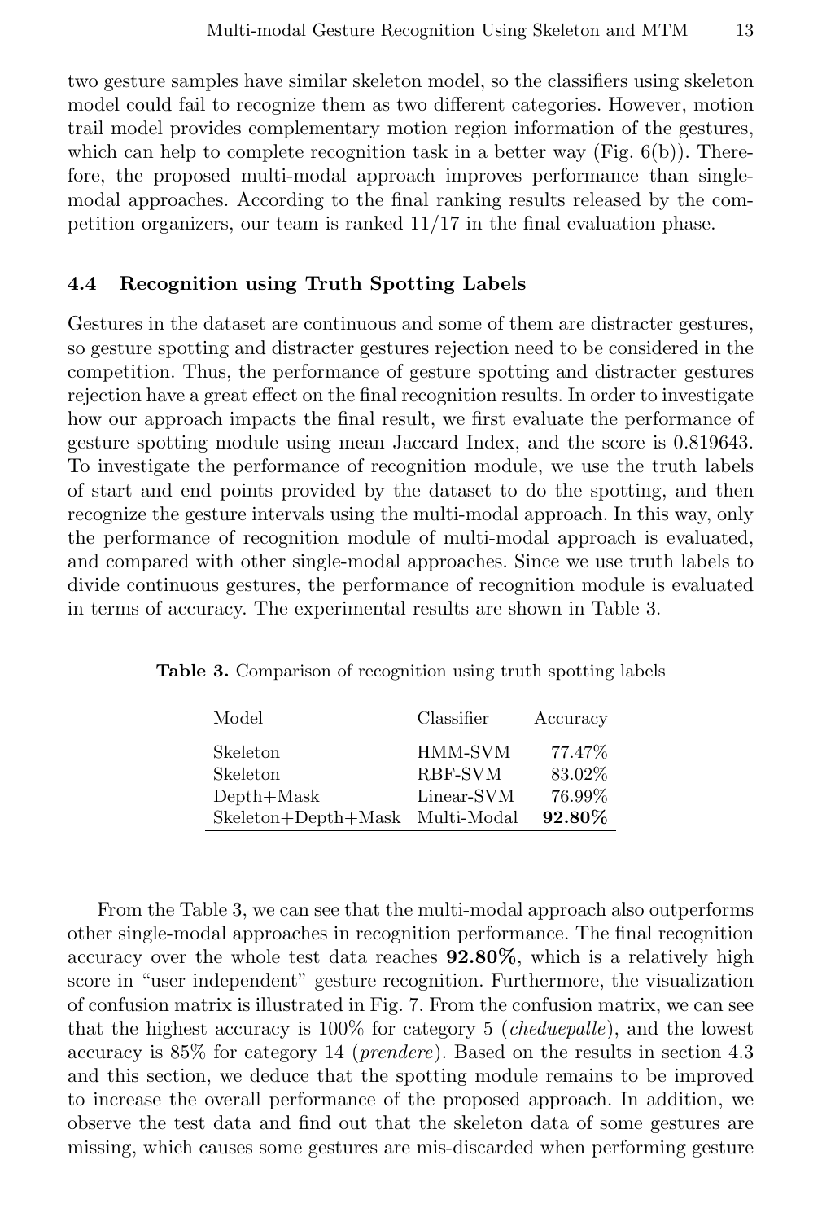two gesture samples have similar skeleton model, so the classifiers using skeleton model could fail to recognize them as two different categories. However, motion trail model provides complementary motion region information of the gestures, which can help to complete recognition task in a better way (Fig. 6(b)). Therefore, the proposed multi-modal approach improves performance than single-modal approaches. According to the final ranking results released by the competition organizers, our team is ranked 11/17 in the final evaluation phase.

### 4.4 Recognition using Truth Spotting Labels

Gestures in the dataset are continuous and some of them are distracter gestures, so gesture spotting and distracter gestures rejection need to be considered in the competition. Thus, the performance of gesture spotting and distracter gestures rejection have a great effect on the final recognition results. In order to investigate how our approach impacts the final result, we first evaluate the performance of gesture spotting module using mean Jaccard Index, and the score is 0.819643. To investigate the performance of recognition module, we use the truth labels of start and end points provided by the dataset to do the spotting, and then recognize the gesture intervals using the multi-modal approach. In this way, only the performance of recognition module of multi-modal approach is evaluated, and compared with other single-modal approaches. Since we use truth labels to divide continuous gestures, the performance of recognition module is evaluated in terms of accuracy. The experimental results are shown in Table 3.

**Table 3.** Comparison of recognition using truth spotting labels

| Model | Classifier | Accuracy |
|---|---|---|
| Skeleton | HMM-SVM | 77.47% |
| Skeleton | RBF-SVM | 83.02% |
| Depth+Mask | Linear-SVM | 76.99% |
| Skeleton+Depth+Mask | Multi-Modal | **92.80%** |

From the Table 3, we can see that the multi-modal approach also outperforms other single-modal approaches in recognition performance. The final recognition accuracy over the whole test data reaches **92.80%**, which is a relatively high score in "user independent" gesture recognition. Furthermore, the visualization of confusion matrix is illustrated in Fig. 7. From the confusion matrix, we can see that the highest accuracy is 100% for category 5 (*cheduepalle*), and the lowest accuracy is 85% for category 14 (*prendere*). Based on the results in section 4.3 and this section, we deduce that the spotting module remains to be improved to increase the overall performance of the proposed approach. In addition, we observe the test data and find out that the skeleton data of some gestures are missing, which causes some gestures are mis-discarded when performing gesture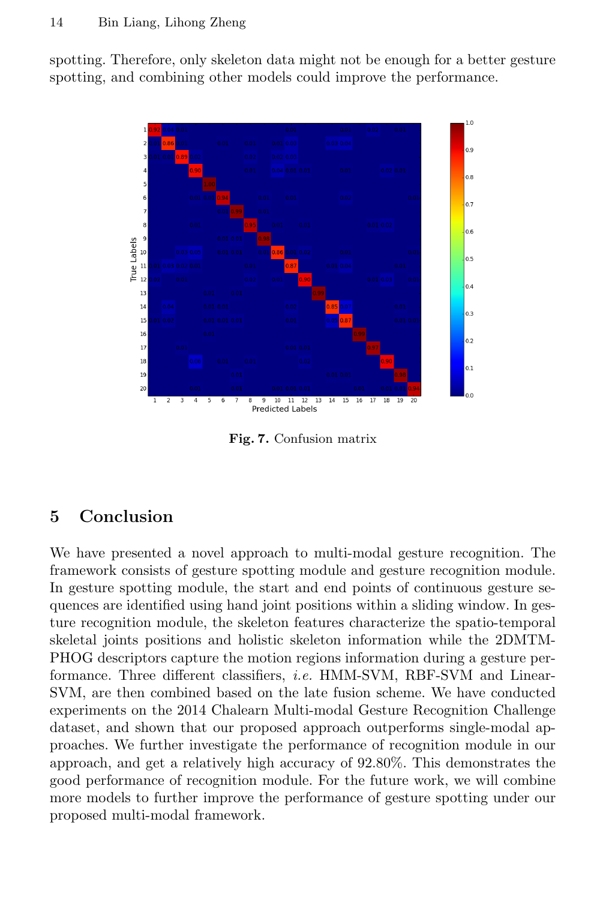spotting. Therefore, only skeleton data might not be enough for a better gesture spotting, and combining other models could improve the performance.

**Fig. 7.** Confusion matrix

## 5 Conclusion

We have presented a novel approach to multi-modal gesture recognition. The framework consists of gesture spotting module and gesture recognition module. In gesture spotting module, the start and end points of continuous gesture sequences are identified using hand joint positions within a sliding window. In gesture recognition module, the skeleton features characterize the spatio-temporal skeletal joints positions and holistic skeleton information while the 2DMTM-PHOG descriptors capture the motion regions information during a gesture performance. Three different classifiers, *i.e.* HMM-SVM, RBF-SVM and Linear-SVM, are then combined based on the late fusion scheme. We have conducted experiments on the 2014 Chalearn Multi-modal Gesture Recognition Challenge dataset, and shown that our proposed approach outperforms single-modal approaches. We further investigate the performance of recognition module in our approach, and get a relatively high accuracy of 92.80%. This demonstrates the good performance of recognition module. For the future work, we will combine more models to further improve the performance of gesture spotting under our proposed multi-modal framework.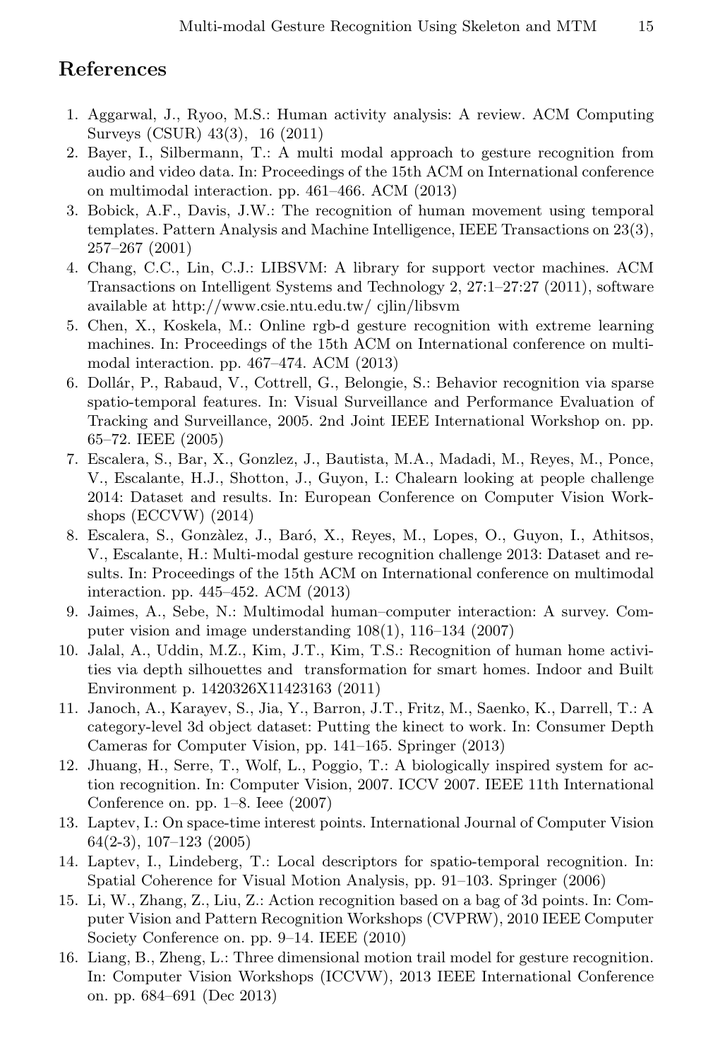## References

1. Aggarwal, J., Ryoo, M.S.: Human activity analysis: A review. ACM Computing Surveys (CSUR) 43(3), 16 (2011)
2. Bayer, I., Silbermann, T.: A multi modal approach to gesture recognition from audio and video data. In: Proceedings of the 15th ACM on International conference on multimodal interaction. pp. 461–466. ACM (2013)
3. Bobick, A.F., Davis, J.W.: The recognition of human movement using temporal templates. Pattern Analysis and Machine Intelligence, IEEE Transactions on 23(3), 257–267 (2001)
4. Chang, C.C., Lin, C.J.: LIBSVM: A library for support vector machines. ACM Transactions on Intelligent Systems and Technology 2, 27:1–27:27 (2011), software available at http://www.csie.ntu.edu.tw/ cjlin/libsvm
5. Chen, X., Koskela, M.: Online rgb-d gesture recognition with extreme learning machines. In: Proceedings of the 15th ACM on International conference on multimodal interaction. pp. 467–474. ACM (2013)
6. Dollár, P., Rabaud, V., Cottrell, G., Belongie, S.: Behavior recognition via sparse spatio-temporal features. In: Visual Surveillance and Performance Evaluation of Tracking and Surveillance, 2005. 2nd Joint IEEE International Workshop on. pp. 65–72. IEEE (2005)
7. Escalera, S., Bar, X., Gonzlez, J., Bautista, M.A., Madadi, M., Reyes, M., Ponce, V., Escalante, H.J., Shotton, J., Guyon, I.: Chalearn looking at people challenge 2014: Dataset and results. In: European Conference on Computer Vision Workshops (ECCVW) (2014)
8. Escalera, S., Gonzàlez, J., Baró, X., Reyes, M., Lopes, O., Guyon, I., Athitsos, V., Escalante, H.: Multi-modal gesture recognition challenge 2013: Dataset and results. In: Proceedings of the 15th ACM on International conference on multimodal interaction. pp. 445–452. ACM (2013)
9. Jaimes, A., Sebe, N.: Multimodal human–computer interaction: A survey. Computer vision and image understanding 108(1), 116–134 (2007)
10. Jalal, A., Uddin, M.Z., Kim, J.T., Kim, T.S.: Recognition of human home activities via depth silhouettes and transformation for smart homes. Indoor and Built Environment p. 1420326X11423163 (2011)
11. Janoch, A., Karayev, S., Jia, Y., Barron, J.T., Fritz, M., Saenko, K., Darrell, T.: A category-level 3d object dataset: Putting the kinect to work. In: Consumer Depth Cameras for Computer Vision, pp. 141–165. Springer (2013)
12. Jhuang, H., Serre, T., Wolf, L., Poggio, T.: A biologically inspired system for action recognition. In: Computer Vision, 2007. ICCV 2007. IEEE 11th International Conference on. pp. 1–8. Ieee (2007)
13. Laptev, I.: On space-time interest points. International Journal of Computer Vision 64(2-3), 107–123 (2005)
14. Laptev, I., Lindeberg, T.: Local descriptors for spatio-temporal recognition. In: Spatial Coherence for Visual Motion Analysis, pp. 91–103. Springer (2006)
15. Li, W., Zhang, Z., Liu, Z.: Action recognition based on a bag of 3d points. In: Computer Vision and Pattern Recognition Workshops (CVPRW), 2010 IEEE Computer Society Conference on. pp. 9–14. IEEE (2010)
16. Liang, B., Zheng, L.: Three dimensional motion trail model for gesture recognition. In: Computer Vision Workshops (ICCVW), 2013 IEEE International Conference on. pp. 684–691 (Dec 2013)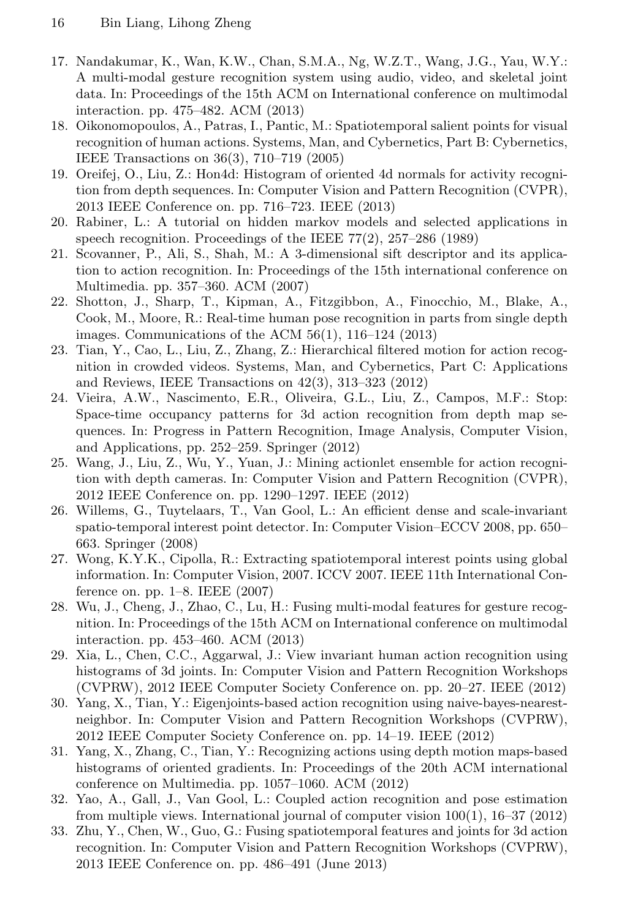17. Nandakumar, K., Wan, K.W., Chan, S.M.A., Ng, W.Z.T., Wang, J.G., Yau, W.Y.: A multi-modal gesture recognition system using audio, video, and skeletal joint data. In: Proceedings of the 15th ACM on International conference on multimodal interaction. pp. 475–482. ACM (2013)
18. Oikonomopoulos, A., Patras, I., Pantic, M.: Spatiotemporal salient points for visual recognition of human actions. Systems, Man, and Cybernetics, Part B: Cybernetics, IEEE Transactions on 36(3), 710–719 (2005)
19. Oreifej, O., Liu, Z.: Hon4d: Histogram of oriented 4d normals for activity recognition from depth sequences. In: Computer Vision and Pattern Recognition (CVPR), 2013 IEEE Conference on. pp. 716–723. IEEE (2013)
20. Rabiner, L.: A tutorial on hidden markov models and selected applications in speech recognition. Proceedings of the IEEE 77(2), 257–286 (1989)
21. Scovanner, P., Ali, S., Shah, M.: A 3-dimensional sift descriptor and its application to action recognition. In: Proceedings of the 15th international conference on Multimedia. pp. 357–360. ACM (2007)
22. Shotton, J., Sharp, T., Kipman, A., Fitzgibbon, A., Finocchio, M., Blake, A., Cook, M., Moore, R.: Real-time human pose recognition in parts from single depth images. Communications of the ACM 56(1), 116–124 (2013)
23. Tian, Y., Cao, L., Liu, Z., Zhang, Z.: Hierarchical filtered motion for action recognition in crowded videos. Systems, Man, and Cybernetics, Part C: Applications and Reviews, IEEE Transactions on 42(3), 313–323 (2012)
24. Vieira, A.W., Nascimento, E.R., Oliveira, G.L., Liu, Z., Campos, M.F.: Stop: Space-time occupancy patterns for 3d action recognition from depth map sequences. In: Progress in Pattern Recognition, Image Analysis, Computer Vision, and Applications, pp. 252–259. Springer (2012)
25. Wang, J., Liu, Z., Wu, Y., Yuan, J.: Mining actionlet ensemble for action recognition with depth cameras. In: Computer Vision and Pattern Recognition (CVPR), 2012 IEEE Conference on. pp. 1290–1297. IEEE (2012)
26. Willems, G., Tuytelaars, T., Van Gool, L.: An efficient dense and scale-invariant spatio-temporal interest point detector. In: Computer Vision–ECCV 2008, pp. 650–663. Springer (2008)
27. Wong, K.Y.K., Cipolla, R.: Extracting spatiotemporal interest points using global information. In: Computer Vision, 2007. ICCV 2007. IEEE 11th International Conference on. pp. 1–8. IEEE (2007)
28. Wu, J., Cheng, J., Zhao, C., Lu, H.: Fusing multi-modal features for gesture recognition. In: Proceedings of the 15th ACM on International conference on multimodal interaction. pp. 453–460. ACM (2013)
29. Xia, L., Chen, C.C., Aggarwal, J.: View invariant human action recognition using histograms of 3d joints. In: Computer Vision and Pattern Recognition Workshops (CVPRW), 2012 IEEE Computer Society Conference on. pp. 20–27. IEEE (2012)
30. Yang, X., Tian, Y.: Eigenjoints-based action recognition using naive-bayes-nearest-neighbor. In: Computer Vision and Pattern Recognition Workshops (CVPRW), 2012 IEEE Computer Society Conference on. pp. 14–19. IEEE (2012)
31. Yang, X., Zhang, C., Tian, Y.: Recognizing actions using depth motion maps-based histograms of oriented gradients. In: Proceedings of the 20th ACM international conference on Multimedia. pp. 1057–1060. ACM (2012)
32. Yao, A., Gall, J., Van Gool, L.: Coupled action recognition and pose estimation from multiple views. International journal of computer vision 100(1), 16–37 (2012)
33. Zhu, Y., Chen, W., Guo, G.: Fusing spatiotemporal features and joints for 3d action recognition. In: Computer Vision and Pattern Recognition Workshops (CVPRW), 2013 IEEE Conference on. pp. 486–491 (June 2013)